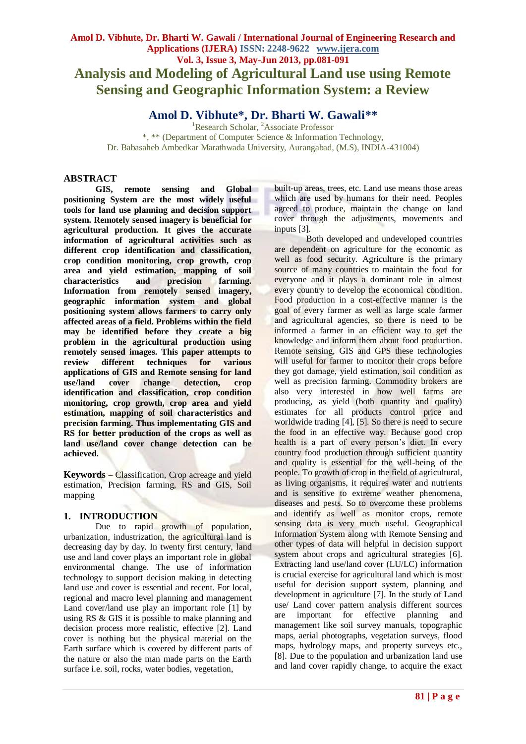# Analysis and Modeling of Agricultural Land use using Remote Sensing and Geographic Information System: a Review

## Amol D. Vibhute*, Dr. Bharti W. Gawali**

[1]Research Scholar, [2]Associate Professor

*, ** (Department of Computer Science & Information Technology, Dr. Babasaheb Ambedkar Marathwada University, Aurangabad, (M.S), INDIA-431004)

## ABSTRACT

**GIS, remote sensing and Global positioning System are the most widely useful tools for land use planning and decision support system. Remotely sensed imagery is beneficial for agricultural production. It gives the accurate information of agricultural activities such as different crop identification and classification, crop condition monitoring, crop growth, crop area and yield estimation, mapping of soil characteristics and precision farming. Information from remotely sensed imagery, geographic information system and global positioning system allows farmers to carry only affected areas of a field. Problems within the field may be identified before they create a big problem in the agricultural production using remotely sensed images. This paper attempts to review different techniques for various applications of GIS and Remote sensing for land use/land cover change detection, crop identification and classification, crop condition monitoring, crop growth, crop area and yield estimation, mapping of soil characteristics and precision farming. Thus implementating GIS and RS for better production of the crops as well as land use/land cover change detection can be achieved.**

**Keywords –** Classification, Crop acreage and yield estimation, Precision farming, RS and GIS, Soil mapping

## 1. INTRODUCTION

Due to rapid growth of population, urbanization, industrization, the agricultural land is decreasing day by day. In twenty first century, land use and land cover plays an important role in global environmental change. The use of information technology to support decision making in detecting land use and cover is essential and recent. For local, regional and macro level planning and management Land cover/land use play an important role [1] by using RS & GIS it is possible to make planning and decision process more realistic, effective [2]. Land cover is nothing but the physical material on the Earth surface which is covered by different parts of the nature or also the man made parts on the Earth surface i.e. soil, rocks, water bodies, vegetation, built-up areas, trees, etc. Land use means those areas which are used by humans for their need. Peoples agreed to produce, maintain the change on land cover through the adjustments, movements and inputs [3].

Both developed and undeveloped countries are dependent on agriculture for the economic as well as food security. Agriculture is the primary source of many countries to maintain the food for everyone and it plays a dominant role in almost every country to develop the economical condition. Food production in a cost-effective manner is the goal of every farmer as well as large scale farmer and agricultural agencies, so there is need to be informed a farmer in an efficient way to get the knowledge and inform them about food production. Remote sensing, GIS and GPS these technologies will useful for farmer to monitor their crops before they got damage, yield estimation, soil condition as well as precision farming. Commodity brokers are also very interested in how well farms are producing, as yield (both quantity and quality) estimates for all products control price and worldwide trading [4], [5]. So there is need to secure the food in an effective way. Because good crop health is a part of every person's diet. In every country food production through sufficient quantity and quality is essential for the well-being of the people. To growth of crop in the field of agricultural, as living organisms, it requires water and nutrients and is sensitive to extreme weather phenomena, diseases and pests. So to overcome these problems and identify as well as monitor crops, remote sensing data is very much useful. Geographical Information System along with Remote Sensing and other types of data will helpful in decision support system about crops and agricultural strategies [6]. Extracting land use/land cover (LU/LC) information is crucial exercise for agricultural land which is most useful for decision support system, planning and development in agriculture [7]. In the study of Land use/ Land cover pattern analysis different sources are important for effective planning and management like soil survey manuals, topographic maps, aerial photographs, vegetation surveys, flood maps, hydrology maps, and property surveys etc., [8]. Due to the population and urbanization land use and land cover rapidly change, to acquire the exact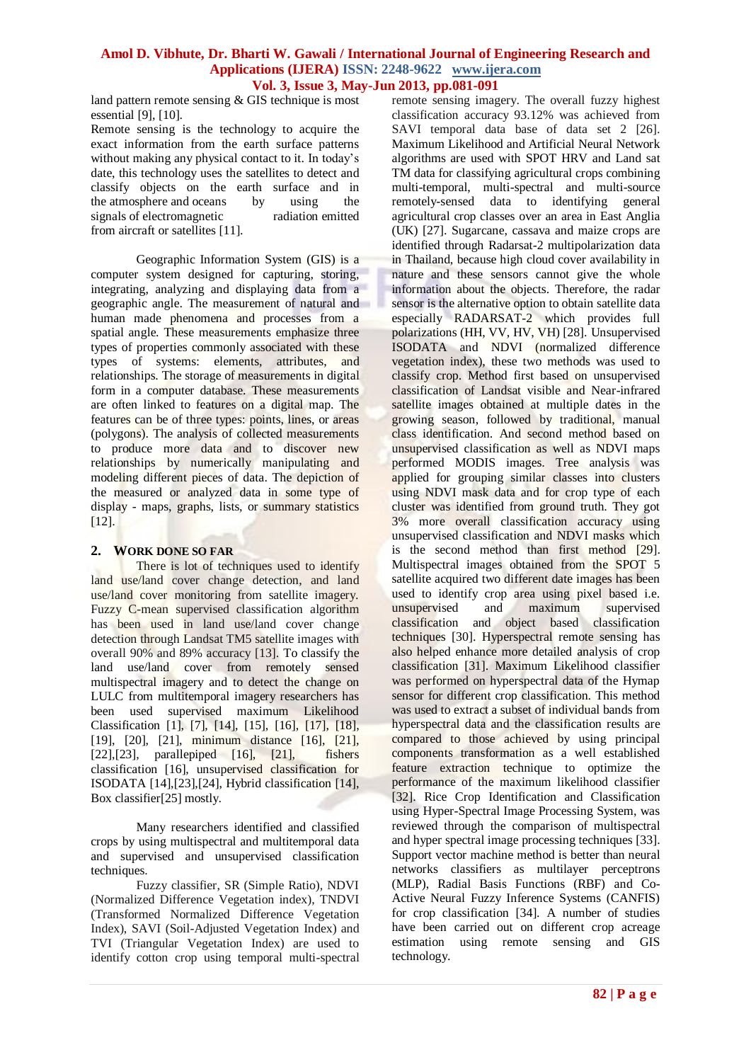land pattern remote sensing & GIS technique is most essential [9], [10].

Remote sensing is the technology to acquire the exact information from the earth surface patterns without making any physical contact to it. In today's date, this technology uses the satellites to detect and classify objects on the earth surface and in the atmosphere and oceans by using the signals of electromagnetic radiation emitted from aircraft or satellites [11].

Geographic Information System (GIS) is a computer system designed for capturing, storing, integrating, analyzing and displaying data from a geographic angle. The measurement of natural and human made phenomena and processes from a spatial angle. These measurements emphasize three types of properties commonly associated with these types of systems: elements, attributes, and relationships. The storage of measurements in digital form in a computer database. These measurements are often linked to features on a digital map. The features can be of three types: points, lines, or areas (polygons). The analysis of collected measurements to produce more data and to discover new relationships by numerically manipulating and modeling different pieces of data. The depiction of the measured or analyzed data in some type of display - maps, graphs, lists, or summary statistics [12].

## 2. Work Done So Far

There is lot of techniques used to identify land use/land cover change detection, and land use/land cover monitoring from satellite imagery. Fuzzy C-mean supervised classification algorithm has been used in land use/land cover change detection through Landsat TM5 satellite images with overall 90% and 89% accuracy [13]. To classify the land use/land cover from remotely sensed multispectral imagery and to detect the change on LULC from multitemporal imagery researchers has been used supervised maximum Likelihood Classification [1], [7], [14], [15], [16], [17], [18], [19], [20], [21], minimum distance [16], [21], [22],[23], parallepiped [16], [21], fishers classification [16], unsupervised classification for ISODATA [14],[23],[24], Hybrid classification [14], Box classifier[25] mostly.

Many researchers identified and classified crops by using multispectral and multitemporal data and supervised and unsupervised classification techniques.

Fuzzy classifier, SR (Simple Ratio), NDVI (Normalized Difference Vegetation index), TNDVI (Transformed Normalized Difference Vegetation Index), SAVI (Soil-Adjusted Vegetation Index) and TVI (Triangular Vegetation Index) are used to identify cotton crop using temporal multi-spectral remote sensing imagery. The overall fuzzy highest classification accuracy 93.12% was achieved from SAVI temporal data base of data set 2 [26]. Maximum Likelihood and Artificial Neural Network algorithms are used with SPOT HRV and Land sat TM data for classifying agricultural crops combining multi-temporal, multi-spectral and multi-source remotely-sensed data to identifying general agricultural crop classes over an area in East Anglia (UK) [27]. Sugarcane, cassava and maize crops are identified through Radarsat-2 multipolarization data in Thailand, because high cloud cover availability in nature and these sensors cannot give the whole information about the objects. Therefore, the radar sensor is the alternative option to obtain satellite data especially RADARSAT-2 which provides full polarizations (HH, VV, HV, VH) [28]. Unsupervised ISODATA and NDVI (normalized difference vegetation index), these two methods was used to classify crop. Method first based on unsupervised classification of Landsat visible and Near-infrared satellite images obtained at multiple dates in the growing season, followed by traditional, manual class identification. And second method based on unsupervised classification as well as NDVI maps performed MODIS images. Tree analysis was applied for grouping similar classes into clusters using NDVI mask data and for crop type of each cluster was identified from ground truth. They got 3% more overall classification accuracy using unsupervised classification and NDVI masks which is the second method than first method [29]. Multispectral images obtained from the SPOT 5 satellite acquired two different date images has been used to identify crop area using pixel based i.e. unsupervised and maximum supervised classification and object based classification techniques [30]. Hyperspectral remote sensing has also helped enhance more detailed analysis of crop classification [31]. Maximum Likelihood classifier was performed on hyperspectral data of the Hymap sensor for different crop classification. This method was used to extract a subset of individual bands from hyperspectral data and the classification results are compared to those achieved by using principal components transformation as a well established feature extraction technique to optimize the performance of the maximum likelihood classifier [32]. Rice Crop Identification and Classification using Hyper-Spectral Image Processing System, was reviewed through the comparison of multispectral and hyper spectral image processing techniques [33]. Support vector machine method is better than neural networks classifiers as multilayer perceptrons (MLP), Radial Basis Functions (RBF) and Co-Active Neural Fuzzy Inference Systems (CANFIS) for crop classification [34]. A number of studies have been carried out on different crop acreage estimation using remote sensing and GIS technology.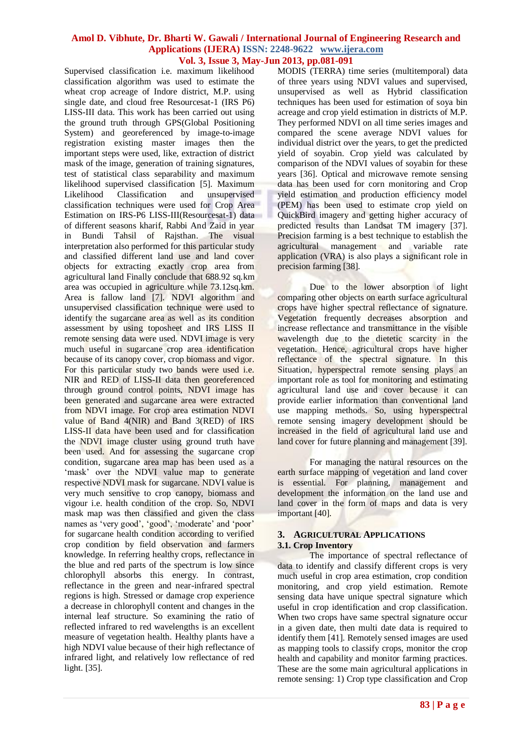Supervised classification i.e. maximum likelihood classification algorithm was used to estimate the wheat crop acreage of Indore district, M.P. using single date, and cloud free Resourcesat-1 (IRS P6) LISS-III data. This work has been carried out using the ground truth through GPS(Global Positioning System) and georeferenced by image-to-image registration existing master images then the important steps were used, like, extraction of district mask of the image, generation of training signatures, test of statistical class separability and maximum likelihood supervised classification [5]. Maximum Likelihood Classification and unsupervised classification techniques were used for Crop Area Estimation on IRS-P6 LISS-III(Resourcesat-1) data of different seasons kharif, Rabbi And Zaid in year in Bundi Tahsil of Rajsthan. The visual interpretation also performed for this particular study and classified different land use and land cover objects for extracting exactly crop area from agricultural land Finally conclude that 688.92 sq.km area was occupied in agriculture while 73.12sq.km. Area is fallow land [7]. NDVI algorithm and unsupervised classification technique were used to identify the sugarcane area as well as its condition assessment by using toposheet and IRS LISS II remote sensing data were used. NDVI image is very much useful in sugarcane crop area identification because of its canopy cover, crop biomass and vigor. For this particular study two bands were used i.e. NIR and RED of LISS-II data then georeferenced through ground control points, NDVI image has been generated and sugarcane area were extracted from NDVI image. For crop area estimation NDVI value of Band 4(NIR) and Band 3(RED) of IRS LISS-II data have been used and for classification the NDVI image cluster using ground truth have been used. And for assessing the sugarcane crop condition, sugarcane area map has been used as a 'mask' over the NDVI value map to generate respective NDVI mask for sugarcane. NDVI value is very much sensitive to crop canopy, biomass and vigour i.e. health condition of the crop. So, NDVI mask map was then classified and given the class names as 'very good', 'good', 'moderate' and 'poor' for sugarcane health condition according to verified crop condition by field observation and farmers knowledge. In referring healthy crops, reflectance in the blue and red parts of the spectrum is low since chlorophyll absorbs this energy. In contrast, reflectance in the green and near-infrared spectral regions is high. Stressed or damage crop experience a decrease in chlorophyll content and changes in the internal leaf structure. So examining the ratio of reflected infrared to red wavelengths is an excellent measure of vegetation health. Healthy plants have a high NDVI value because of their high reflectance of infrared light, and relatively low reflectance of red light. [35].

MODIS (TERRA) time series (multitemporal) data of three years using NDVI values and supervised, unsupervised as well as Hybrid classification techniques has been used for estimation of soya bin acreage and crop yield estimation in districts of M.P. They performed NDVI on all time series images and compared the scene average NDVI values for individual district over the years, to get the predicted yield of soyabin. Crop yield was calculated by comparison of the NDVI values of soyabin for these years [36]. Optical and microwave remote sensing data has been used for corn monitoring and Crop yield estimation and production efficiency model (PEM) has been used to estimate crop yield on QuickBird imagery and getting higher accuracy of predicted results than Landsat TM imagery [37]. Precision farming is a best technique to establish the agricultural management and variable rate application (VRA) is also plays a significant role in precision farming [38].

Due to the lower absorption of light comparing other objects on earth surface agricultural crops have higher spectral reflectance of signature. Vegetation frequently decreases absorption and increase reflectance and transmittance in the visible wavelength due to the dietetic scarcity in the vegetation. Hence, agricultural crops have higher reflectance of the spectral signature. In this Situation, hyperspectral remote sensing plays an important role as tool for monitoring and estimating agricultural land use and cover because it can provide earlier information than conventional land use mapping methods. So, using hyperspectral remote sensing imagery development should be increased in the field of agricultural land use and land cover for future planning and management [39].

For managing the natural resources on the earth surface mapping of vegetation and land cover is essential. For planning, management and development the information on the land use and land cover in the form of maps and data is very important [40].

## 3. Agricultural Applications

### 3.1. Crop Inventory

The importance of spectral reflectance of data to identify and classify different crops is very much useful in crop area estimation, crop condition monitoring, and crop yield estimation. Remote sensing data have unique spectral signature which useful in crop identification and crop classification. When two crops have same spectral signature occur in a given date, then multi date data is required to identify them [41]. Remotely sensed images are used as mapping tools to classify crops, monitor the crop health and capability and monitor farming practices. These are the some main agricultural applications in remote sensing: 1) Crop type classification and Crop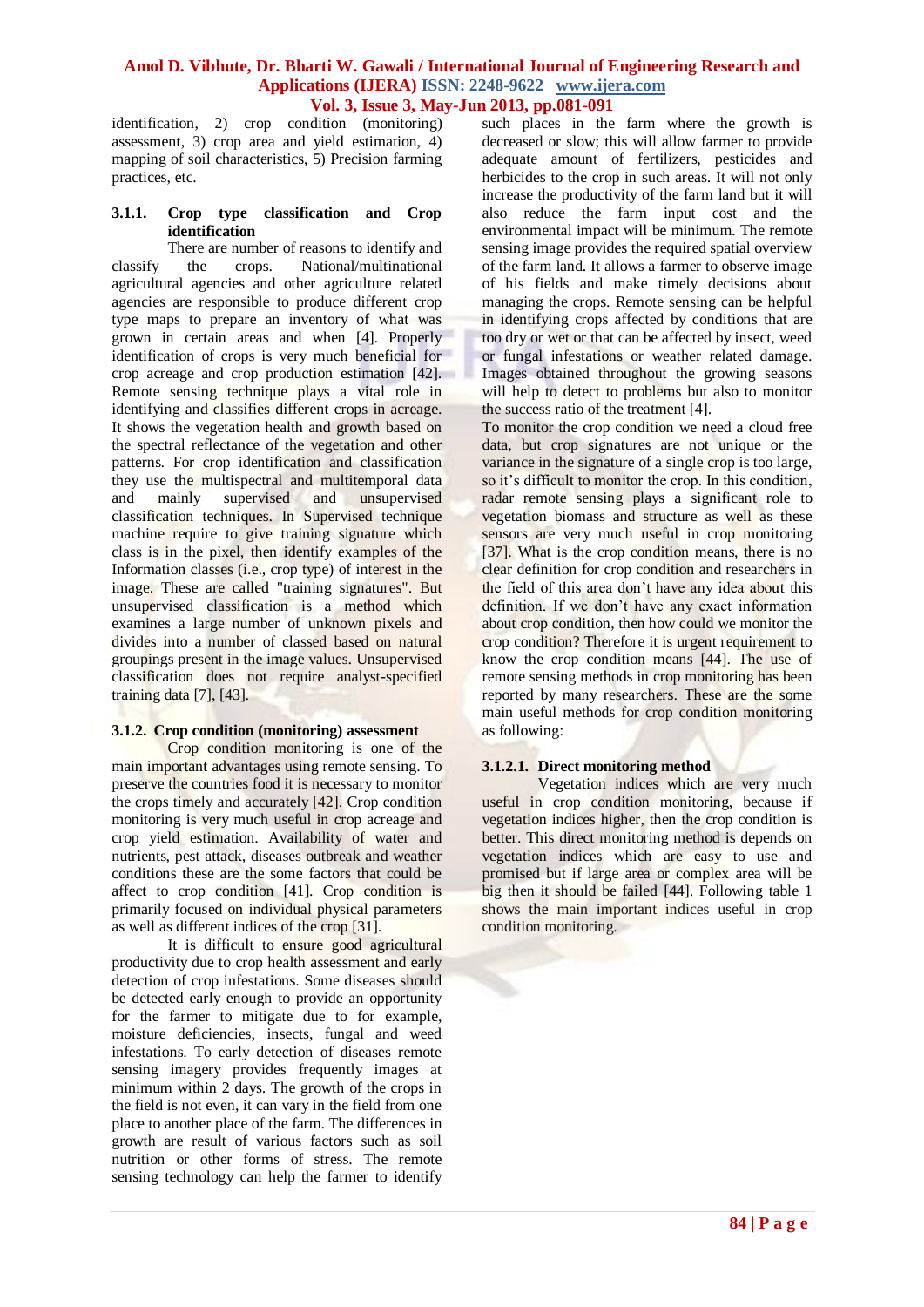identification, 2) crop condition (monitoring) assessment, 3) crop area and yield estimation, 4) mapping of soil characteristics, 5) Precision farming practices, etc.

#### 3.1.1. Crop type classification and Crop identification

There are number of reasons to identify and classify the crops. National/multinational agricultural agencies and other agriculture related agencies are responsible to produce different crop type maps to prepare an inventory of what was grown in certain areas and when [4]. Properly identification of crops is very much beneficial for crop acreage and crop production estimation [42]. Remote sensing technique plays a vital role in identifying and classifies different crops in acreage. It shows the vegetation health and growth based on the spectral reflectance of the vegetation and other patterns. For crop identification and classification they use the multispectral and multitemporal data and mainly supervised and unsupervised classification techniques. In Supervised technique machine require to give training signature which class is in the pixel, then identify examples of the Information classes (i.e., crop type) of interest in the image. These are called "training signatures". But unsupervised classification is a method which examines a large number of unknown pixels and divides into a number of classed based on natural groupings present in the image values. Unsupervised classification does not require analyst-specified training data [7], [43].

#### 3.1.2. Crop condition (monitoring) assessment

Crop condition monitoring is one of the main important advantages using remote sensing. To preserve the countries food it is necessary to monitor the crops timely and accurately [42]. Crop condition monitoring is very much useful in crop acreage and crop yield estimation. Availability of water and nutrients, pest attack, diseases outbreak and weather conditions these are the some factors that could be affect to crop condition [41]. Crop condition is primarily focused on individual physical parameters as well as different indices of the crop [31].

It is difficult to ensure good agricultural productivity due to crop health assessment and early detection of crop infestations. Some diseases should be detected early enough to provide an opportunity for the farmer to mitigate due to for example, moisture deficiencies, insects, fungal and weed infestations. To early detection of diseases remote sensing imagery provides frequently images at minimum within 2 days. The growth of the crops in the field is not even, it can vary in the field from one place to another place of the farm. The differences in growth are result of various factors such as soil nutrition or other forms of stress. The remote sensing technology can help the farmer to identify such places in the farm where the growth is decreased or slow; this will allow farmer to provide adequate amount of fertilizers, pesticides and herbicides to the crop in such areas. It will not only increase the productivity of the farm land but it will also reduce the farm input cost and the environmental impact will be minimum. The remote sensing image provides the required spatial overview of the farm land. It allows a farmer to observe image of his fields and make timely decisions about managing the crops. Remote sensing can be helpful in identifying crops affected by conditions that are too dry or wet or that can be affected by insect, weed or fungal infestations or weather related damage. Images obtained throughout the growing seasons will help to detect to problems but also to monitor the success ratio of the treatment [4].

To monitor the crop condition we need a cloud free data, but crop signatures are not unique or the variance in the signature of a single crop is too large, so it's difficult to monitor the crop. In this condition, radar remote sensing plays a significant role to vegetation biomass and structure as well as these sensors are very much useful in crop monitoring [37]. What is the crop condition means, there is no clear definition for crop condition and researchers in the field of this area don't have any idea about this definition. If we don't have any exact information about crop condition, then how could we monitor the crop condition? Therefore it is urgent requirement to know the crop condition means [44]. The use of remote sensing methods in crop monitoring has been reported by many researchers. These are the some main useful methods for crop condition monitoring as following:

##### 3.1.2.1. Direct monitoring method

Vegetation indices which are very much useful in crop condition monitoring, because if vegetation indices higher, then the crop condition is better. This direct monitoring method is depends on vegetation indices which are easy to use and promised but if large area or complex area will be big then it should be failed [44]. Following table 1 shows the main important indices useful in crop condition monitoring.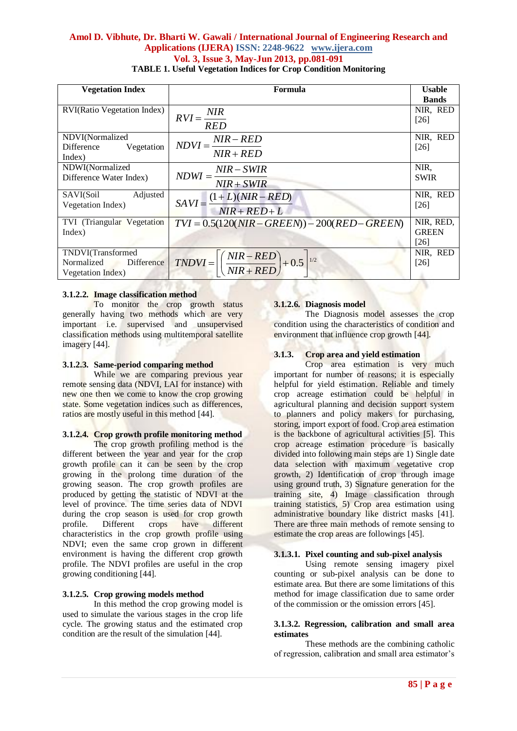**TABLE 1. Useful Vegetation Indices for Crop Condition Monitoring**

| Vegetation Index | Formula | Usable Bands |
|---|---|---|
| RVI(Ratio Vegetation Index) | $RVI = \frac{NIR}{RED}$ | NIR, RED [26] |
| NDVI(Normalized Difference Vegetation Index) | $NDVI = \frac{NIR - RED}{NIR + RED}$ | NIR, RED [26] |
| NDWI(Normalized Difference Water Index) | $NDWI = \frac{NIR - SWIR}{NIR + SWIR}$ | NIR, SWIR |
| SAVI(Soil Adjusted Vegetation Index) | $SAVI = \frac{(1+L)(NIR - RED)}{NIR + RED + L}$ | NIR, RED [26] |
| TVI (Triangular Vegetation Index) | $TVI = 0.5(120(NIR - GREEN)) - 200(RED - GREEN)$ | NIR, RED, GREEN [26] |
| TNDVI(Transformed Normalized Difference Vegetation Index) | $TNDVI = \left[\left(\frac{NIR - RED}{NIR + RED}\right) + 0.5\right]^{1/2}$ | NIR, RED [26] |

#### 3.1.2.2. Image classification method

To monitor the crop growth status generally having two methods which are very important i.e. supervised and unsupervised classification methods using multitemporal satellite imagery [44].

#### 3.1.2.3. Same-period comparing method

While we are comparing previous year remote sensing data (NDVI, LAI for instance) with new one then we come to know the crop growing state. Some vegetation indices such as differences, ratios are mostly useful in this method [44].

#### 3.1.2.4. Crop growth profile monitoring method

The crop growth profiling method is the different between the year and year for the crop growth profile can it can be seen by the crop growing in the prolong time duration of the growing season. The crop growth profiles are produced by getting the statistic of NDVI at the level of province. The time series data of NDVI during the crop season is used for crop growth profile. Different crops have different characteristics in the crop growth profile using NDVI; even the same crop grown in different environment is having the different crop growth profile. The NDVI profiles are useful in the crop growing conditioning [44].

#### 3.1.2.5. Crop growing models method

In this method the crop growing model is used to simulate the various stages in the crop life cycle. The growing status and the estimated crop condition are the result of the simulation [44].

#### 3.1.2.6. Diagnosis model

The Diagnosis model assesses the crop condition using the characteristics of condition and environment that influence crop growth [44].

### 3.1.3. Crop area and yield estimation

Crop area estimation is very much important for number of reasons; it is especially helpful for yield estimation. Reliable and timely crop acreage estimation could be helpful in agricultural planning and decision support system to planners and policy makers for purchasing, storing, import export of food. Crop area estimation is the backbone of agricultural activities [5]. This crop acreage estimation procedure is basically divided into following main steps are 1) Single date data selection with maximum vegetative crop growth, 2) Identification of crop through image using ground truth, 3) Signature generation for the training site, 4) Image classification through training statistics, 5) Crop area estimation using administrative boundary like district masks [41]. There are three main methods of remote sensing to estimate the crop areas are followings [45].

#### 3.1.3.1. Pixel counting and sub-pixel analysis

Using remote sensing imagery pixel counting or sub-pixel analysis can be done to estimate area. But there are some limitations of this method for image classification due to same order of the commission or the omission errors [45].

#### 3.1.3.2. Regression, calibration and small area estimates

These methods are the combining catholic of regression, calibration and small area estimator's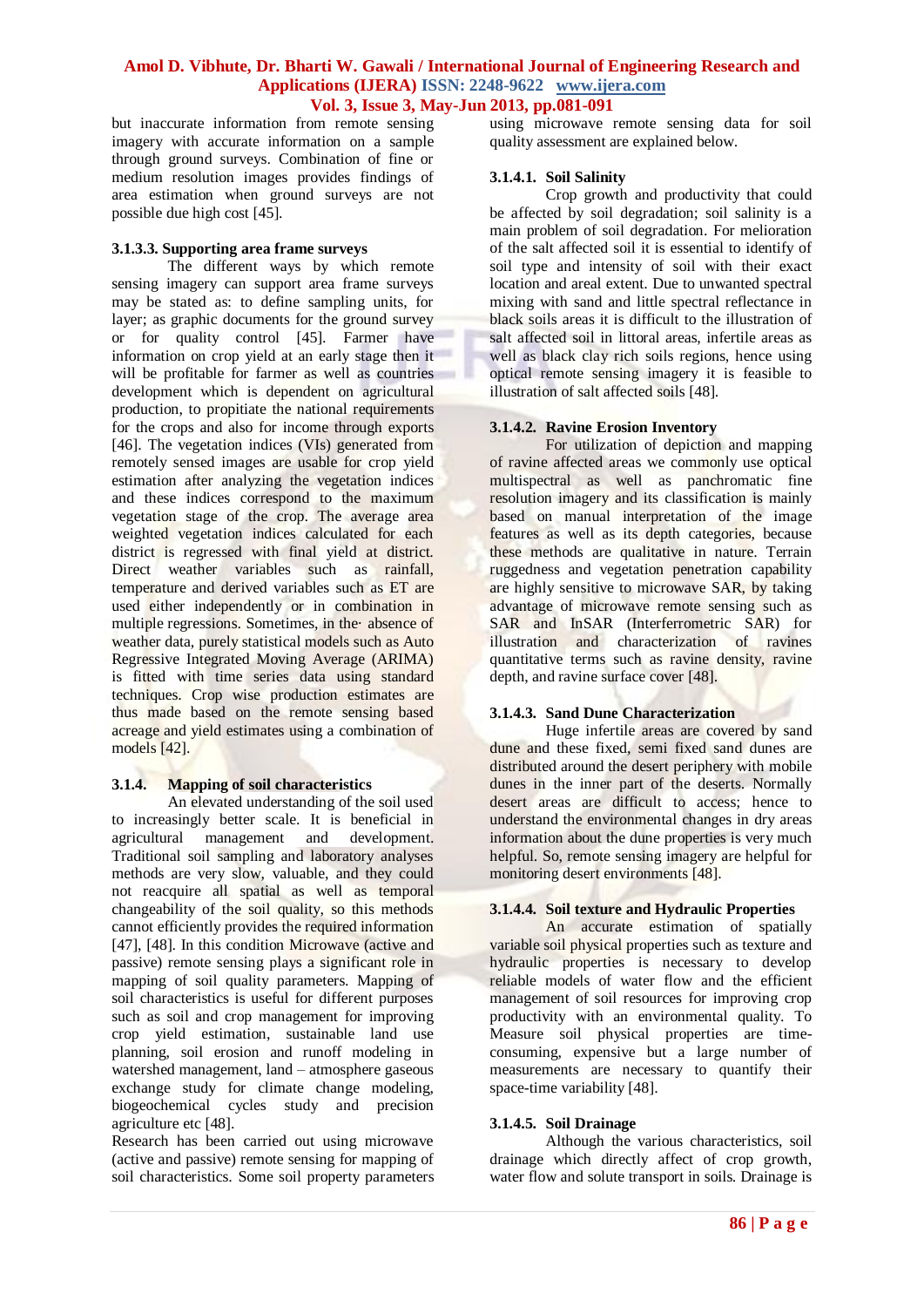but inaccurate information from remote sensing imagery with accurate information on a sample through ground surveys. Combination of fine or medium resolution images provides findings of area estimation when ground surveys are not possible due high cost [45].

#### 3.1.3.3. Supporting area frame surveys

The different ways by which remote sensing imagery can support area frame surveys may be stated as: to define sampling units, for layer; as graphic documents for the ground survey or for quality control [45]. Farmer have information on crop yield at an early stage then it will be profitable for farmer as well as countries development which is dependent on agricultural production, to propitiate the national requirements for the crops and also for income through exports [46]. The vegetation indices (VIs) generated from remotely sensed images are usable for crop yield estimation after analyzing the vegetation indices and these indices correspond to the maximum vegetation stage of the crop. The average area weighted vegetation indices calculated for each district is regressed with final yield at district. Direct weather variables such as rainfall, temperature and derived variables such as ET are used either independently or in combination in multiple regressions. Sometimes, in the· absence of weather data, purely statistical models such as Auto Regressive Integrated Moving Average (ARIMA) is fitted with time series data using standard techniques. Crop wise production estimates are thus made based on the remote sensing based acreage and yield estimates using a combination of models [42].

### 3.1.4. Mapping of soil characteristics

An elevated understanding of the soil used to increasingly better scale. It is beneficial in agricultural management and development. Traditional soil sampling and laboratory analyses methods are very slow, valuable, and they could not reacquire all spatial as well as temporal changeability of the soil quality, so this methods cannot efficiently provides the required information [47], [48]. In this condition Microwave (active and passive) remote sensing plays a significant role in mapping of soil quality parameters. Mapping of soil characteristics is useful for different purposes such as soil and crop management for improving crop yield estimation, sustainable land use planning, soil erosion and runoff modeling in watershed management, land – atmosphere gaseous exchange study for climate change modeling, biogeochemical cycles study and precision agriculture etc [48].

Research has been carried out using microwave (active and passive) remote sensing for mapping of soil characteristics. Some soil property parameters using microwave remote sensing data for soil quality assessment are explained below.

#### 3.1.4.1. Soil Salinity

Crop growth and productivity that could be affected by soil degradation; soil salinity is a main problem of soil degradation. For melioration of the salt affected soil it is essential to identify of soil type and intensity of soil with their exact location and areal extent. Due to unwanted spectral mixing with sand and little spectral reflectance in black soils areas it is difficult to the illustration of salt affected soil in littoral areas, infertile areas as well as black clay rich soils regions, hence using optical remote sensing imagery it is feasible to illustration of salt affected soils [48].

#### 3.1.4.2. Ravine Erosion Inventory

For utilization of depiction and mapping of ravine affected areas we commonly use optical multispectral as well as panchromatic fine resolution imagery and its classification is mainly based on manual interpretation of the image features as well as its depth categories, because these methods are qualitative in nature. Terrain ruggedness and vegetation penetration capability are highly sensitive to microwave SAR, by taking advantage of microwave remote sensing such as SAR and InSAR (Interferrometric SAR) for illustration and characterization of ravines quantitative terms such as ravine density, ravine depth, and ravine surface cover [48].

#### 3.1.4.3. Sand Dune Characterization

Huge infertile areas are covered by sand dune and these fixed, semi fixed sand dunes are distributed around the desert periphery with mobile dunes in the inner part of the deserts. Normally desert areas are difficult to access; hence to understand the environmental changes in dry areas information about the dune properties is very much helpful. So, remote sensing imagery are helpful for monitoring desert environments [48].

#### 3.1.4.4. Soil texture and Hydraulic Properties

An accurate estimation of spatially variable soil physical properties such as texture and hydraulic properties is necessary to develop reliable models of water flow and the efficient management of soil resources for improving crop productivity with an environmental quality. To Measure soil physical properties are time-consuming, expensive but a large number of measurements are necessary to quantify their space-time variability [48].

#### 3.1.4.5. Soil Drainage

Although the various characteristics, soil drainage which directly affect of crop growth, water flow and solute transport in soils. Drainage is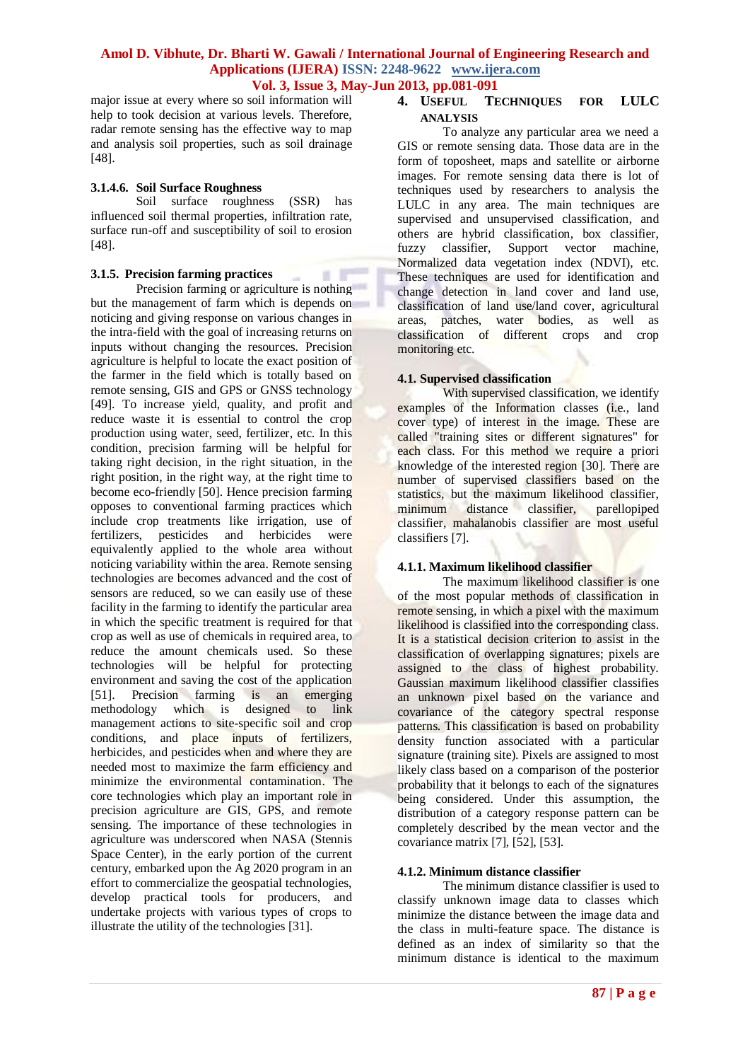major issue at every where so soil information will help to took decision at various levels. Therefore, radar remote sensing has the effective way to map and analysis soil properties, such as soil drainage [48].

#### 3.1.4.6. Soil Surface Roughness

Soil surface roughness (SSR) has influenced soil thermal properties, infiltration rate, surface run-off and susceptibility of soil to erosion [48].

### 3.1.5. Precision farming practices

Precision farming or agriculture is nothing but the management of farm which is depends on noticing and giving response on various changes in the intra-field with the goal of increasing returns on inputs without changing the resources. Precision agriculture is helpful to locate the exact position of the farmer in the field which is totally based on remote sensing, GIS and GPS or GNSS technology [49]. To increase yield, quality, and profit and reduce waste it is essential to control the crop production using water, seed, fertilizer, etc. In this condition, precision farming will be helpful for taking right decision, in the right situation, in the right position, in the right way, at the right time to become eco-friendly [50]. Hence precision farming opposes to conventional farming practices which include crop treatments like irrigation, use of fertilizers, pesticides and herbicides were equivalently applied to the whole area without noticing variability within the area. Remote sensing technologies are becomes advanced and the cost of sensors are reduced, so we can easily use of these facility in the farming to identify the particular area in which the specific treatment is required for that crop as well as use of chemicals in required area, to reduce the amount chemicals used. So these technologies will be helpful for protecting environment and saving the cost of the application [51]. Precision farming is an emerging methodology which is designed to link management actions to site-specific soil and crop conditions, and place inputs of fertilizers, herbicides, and pesticides when and where they are needed most to maximize the farm efficiency and minimize the environmental contamination. The core technologies which play an important role in precision agriculture are GIS, GPS, and remote sensing. The importance of these technologies in agriculture was underscored when NASA (Stennis Space Center), in the early portion of the current century, embarked upon the Ag 2020 program in an effort to commercialize the geospatial technologies, develop practical tools for producers, and undertake projects with various types of crops to illustrate the utility of the technologies [31].

## 4. Useful Techniques for LULC Analysis

To analyze any particular area we need a GIS or remote sensing data. Those data are in the form of toposheet, maps and satellite or airborne images. For remote sensing data there is lot of techniques used by researchers to analysis the LULC in any area. The main techniques are supervised and unsupervised classification, and others are hybrid classification, box classifier, fuzzy classifier, Support vector machine, Normalized data vegetation index (NDVI), etc. These techniques are used for identification and change detection in land cover and land use, classification of land use/land cover, agricultural areas, patches, water bodies, as well as classification of different crops and crop monitoring etc.

### 4.1. Supervised classification

With supervised classification, we identify examples of the Information classes (i.e., land cover type) of interest in the image. These are called "training sites or different signatures" for each class. For this method we require a priori knowledge of the interested region [30]. There are number of supervised classifiers based on the statistics, but the maximum likelihood classifier, minimum distance classifier, parellopiped classifier, mahalanobis classifier are most useful classifiers [7].

#### 4.1.1. Maximum likelihood classifier

The maximum likelihood classifier is one of the most popular methods of classification in remote sensing, in which a pixel with the maximum likelihood is classified into the corresponding class. It is a statistical decision criterion to assist in the classification of overlapping signatures; pixels are assigned to the class of highest probability. Gaussian maximum likelihood classifier classifies an unknown pixel based on the variance and covariance of the category spectral response patterns. This classification is based on probability density function associated with a particular signature (training site). Pixels are assigned to most likely class based on a comparison of the posterior probability that it belongs to each of the signatures being considered. Under this assumption, the distribution of a category response pattern can be completely described by the mean vector and the covariance matrix [7], [52], [53].

#### 4.1.2. Minimum distance classifier

The minimum distance classifier is used to classify unknown image data to classes which minimize the distance between the image data and the class in multi-feature space. The distance is defined as an index of similarity so that the minimum distance is identical to the maximum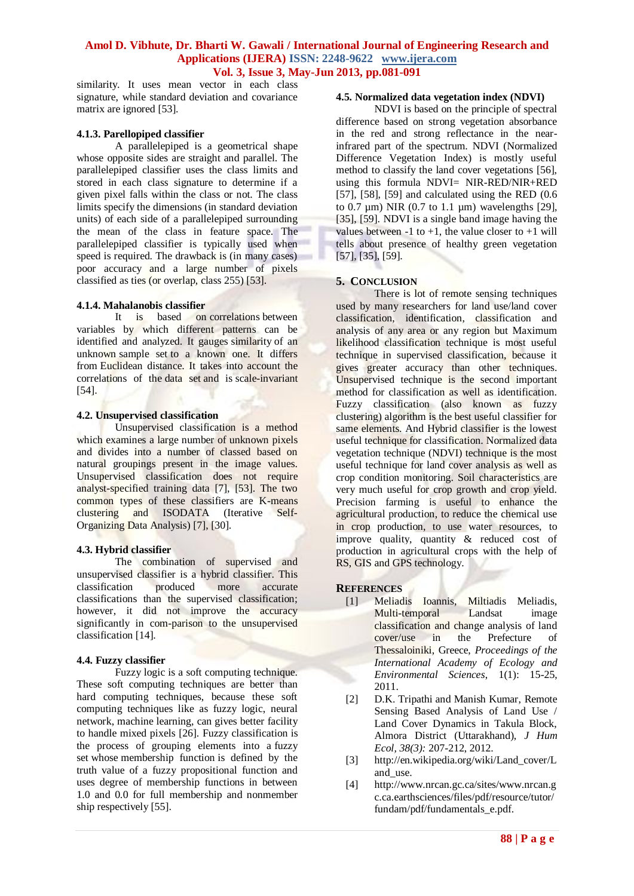similarity. It uses mean vector in each class signature, while standard deviation and covariance matrix are ignored [53].

#### 4.1.3. Parellopiped classifier

A parallelepiped is a geometrical shape whose opposite sides are straight and parallel. The parallelepiped classifier uses the class limits and stored in each class signature to determine if a given pixel falls within the class or not. The class limits specify the dimensions (in standard deviation units) of each side of a parallelepiped surrounding the mean of the class in feature space. The parallelepiped classifier is typically used when speed is required. The drawback is (in many cases) poor accuracy and a large number of pixels classified as ties (or overlap, class 255) [53].

#### 4.1.4. Mahalanobis classifier

It is based on correlations between variables by which different patterns can be identified and analyzed. It gauges similarity of an unknown sample set to a known one. It differs from Euclidean distance. It takes into account the correlations of the data set and is scale-invariant [54].

### 4.2. Unsupervised classification

Unsupervised classification is a method which examines a large number of unknown pixels and divides into a number of classed based on natural groupings present in the image values. Unsupervised classification does not require analyst-specified training data [7], [53]. The two common types of these classifiers are K-means clustering and ISODATA (Iterative Self-Organizing Data Analysis) [7], [30].

### 4.3. Hybrid classifier

The combination of supervised and unsupervised classifier is a hybrid classifier. This classification produced more accurate classifications than the supervised classification; however, it did not improve the accuracy significantly in com-parison to the unsupervised classification [14].

### 4.4. Fuzzy classifier

Fuzzy logic is a soft computing technique. These soft computing techniques are better than hard computing techniques, because these soft computing techniques like as fuzzy logic, neural network, machine learning, can gives better facility to handle mixed pixels [26]. Fuzzy classification is the process of grouping elements into a fuzzy set whose membership function is defined by the truth value of a fuzzy propositional function and uses degree of membership functions in between 1.0 and 0.0 for full membership and nonmember ship respectively [55].

### 4.5. Normalized data vegetation index (NDVI)

NDVI is based on the principle of spectral difference based on strong vegetation absorbance in the red and strong reflectance in the near-infrared part of the spectrum. NDVI (Normalized Difference Vegetation Index) is mostly useful method to classify the land cover vegetations [56], using this formula NDVI= NIR-RED/NIR+RED [57], [58], [59] and calculated using the RED (0.6 to 0.7 µm) NIR (0.7 to 1.1 µm) wavelengths [29], [35], [59]. NDVI is a single band image having the values between -1 to +1, the value closer to +1 will tells about presence of healthy green vegetation [57], [35], [59].

## 5. Conclusion

There is lot of remote sensing techniques used by many researchers for land use/land cover classification, identification, classification and analysis of any area or any region but Maximum likelihood classification technique is most useful technique in supervised classification, because it gives greater accuracy than other techniques. Unsupervised technique is the second important method for classification as well as identification. Fuzzy classification (also known as fuzzy clustering) algorithm is the best useful classifier for same elements. And Hybrid classifier is the lowest useful technique for classification. Normalized data vegetation technique (NDVI) technique is the most useful technique for land cover analysis as well as crop condition monitoring. Soil characteristics are very much useful for crop growth and crop yield. Precision farming is useful to enhance the agricultural production, to reduce the chemical use in crop production, to use water resources, to improve quality, quantity & reduced cost of production in agricultural crops with the help of RS, GIS and GPS technology.

## References

[1] Meliadis Ioannis, Miltiadis Meliadis, Multi-temporal Landsat image classification and change analysis of land cover/use in the Prefecture of Thessaloiniki, Greece, *Proceedings of the International Academy of Ecology and Environmental Sciences*, 1(1): 15-25, 2011.

[2] D.K. Tripathi and Manish Kumar, Remote Sensing Based Analysis of Land Use / Land Cover Dynamics in Takula Block, Almora District (Uttarakhand), *J Hum Ecol, 38(3):* 207-212, 2012.

[3] http://en.wikipedia.org/wiki/Land_cover/Land_use.

[4] http://www.nrcan.gc.ca/sites/www.nrcan.gc.ca.earthsciences/files/pdf/resource/tutor/fundam/pdf/fundamentals_e.pdf.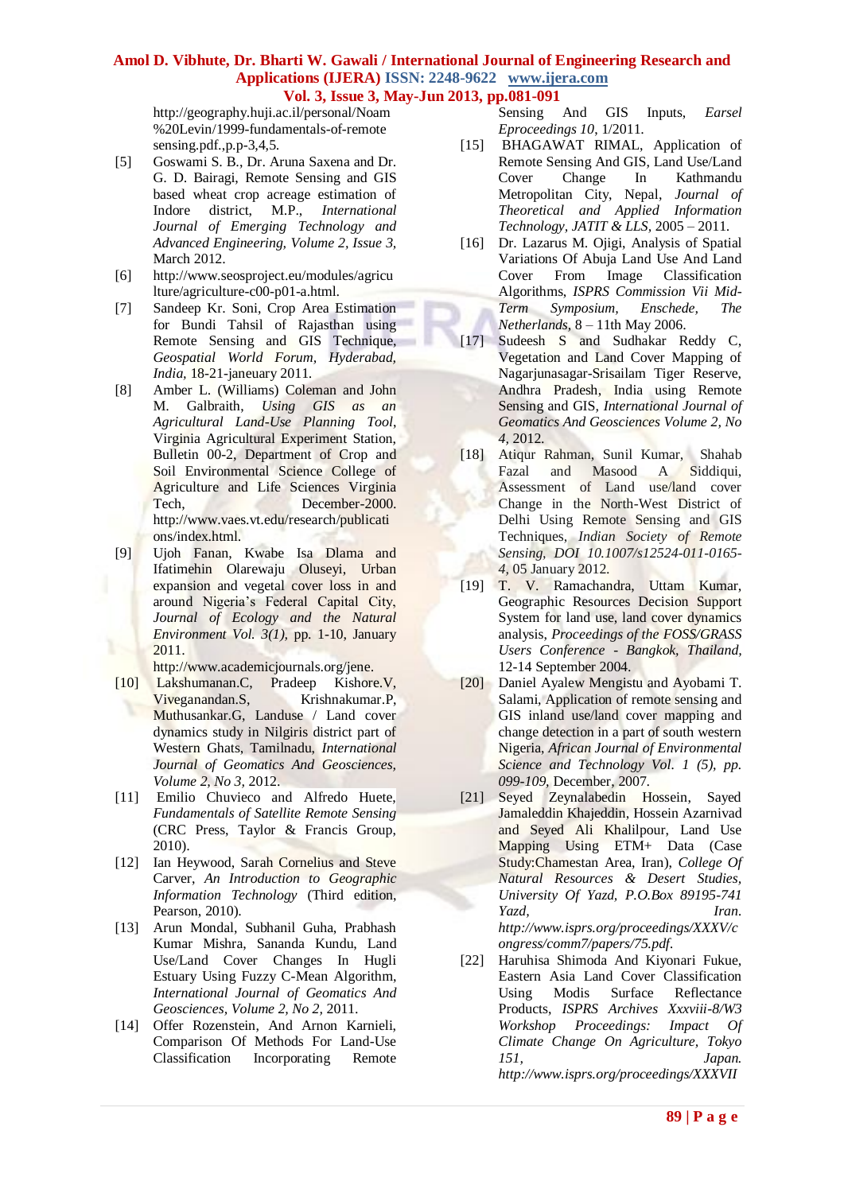http://geography.huji.ac.il/personal/Noam%20Levin/1999-fundamentals-of-remote sensing.pdf.,p.p-3,4,5.

[5] Goswami S. B., Dr. Aruna Saxena and Dr. G. D. Bairagi, Remote Sensing and GIS based wheat crop acreage estimation of Indore district, M.P., *International Journal of Emerging Technology and Advanced Engineering, Volume 2, Issue 3,* March 2012.

[6] http://www.seosproject.eu/modules/agriculture/agriculture-c00-p01-a.html.

[7] Sandeep Kr. Soni, Crop Area Estimation for Bundi Tahsil of Rajasthan using Remote Sensing and GIS Technique, *Geospatial World Forum, Hyderabad, India,* 18-21-janeuary 2011.

[8] Amber L. (Williams) Coleman and John M. Galbraith, *Using GIS as an Agricultural Land-Use Planning Tool*, Virginia Agricultural Experiment Station, Bulletin 00-2, Department of Crop and Soil Environmental Science College of Agriculture and Life Sciences Virginia Tech, December-2000. http://www.vaes.vt.edu/research/publications/index.html.

[9] Ujoh Fanan, Kwabe Isa Dlama and Ifatimehin Olarewaju Oluseyi, Urban expansion and vegetal cover loss in and around Nigeria's Federal Capital City, *Journal of Ecology and the Natural Environment Vol. 3(1),* pp. 1-10, January 2011. http://www.academicjournals.org/jene.

[10] Lakshumanan.C, Pradeep Kishore.V, Viveganandan.S, Krishnakumar.P, Muthusankar.G, Landuse / Land cover dynamics study in Nilgiris district part of Western Ghats, Tamilnadu, *International Journal of Geomatics And Geosciences, Volume 2, No 3,* 2012.

[11] Emilio Chuvieco and Alfredo Huete, *Fundamentals of Satellite Remote Sensing* (CRC Press, Taylor & Francis Group, 2010).

[12] Ian Heywood, Sarah Cornelius and Steve Carver, *An Introduction to Geographic Information Technology* (Third edition, Pearson, 2010).

[13] Arun Mondal, Subhanil Guha, Prabhash Kumar Mishra, Sananda Kundu, Land Use/Land Cover Changes In Hugli Estuary Using Fuzzy C-Mean Algorithm, *International Journal of Geomatics And Geosciences, Volume 2, No 2,* 2011.

[14] Offer Rozenstein, And Arnon Karnieli, Comparison Of Methods For Land-Use Classification Incorporating Remote Sensing And GIS Inputs, *Earsel Eproceedings 10,* 1/2011.

[15] BHAGAWAT RIMAL, Application of Remote Sensing And GIS, Land Use/Land Cover Change In Kathmandu Metropolitan City, Nepal, *Journal of Theoretical and Applied Information Technology, JATIT & LLS,* 2005 – 2011.

[16] Dr. Lazarus M. Ojigi, Analysis of Spatial Variations Of Abuja Land Use And Land Cover From Image Classification Algorithms, *ISPRS Commission Vii Mid-Term Symposium, Enschede, The Netherlands,* 8 – 11th May 2006.

[17] Sudeesh S and Sudhakar Reddy C, Vegetation and Land Cover Mapping of Nagarjunasagar-Srisailam Tiger Reserve, Andhra Pradesh, India using Remote Sensing and GIS, *International Journal of Geomatics And Geosciences Volume 2, No 4,* 2012.

[18] Atiqur Rahman, Sunil Kumar, Shahab Fazal and Masood A Siddiqui, Assessment of Land use/land cover Change in the North-West District of Delhi Using Remote Sensing and GIS Techniques, *Indian Society of Remote Sensing, DOI 10.1007/s12524-011-0165-4,* 05 January 2012.

[19] T. V. Ramachandra, Uttam Kumar, Geographic Resources Decision Support System for land use, land cover dynamics analysis, *Proceedings of the FOSS/GRASS Users Conference - Bangkok, Thailand,* 12-14 September 2004.

[20] Daniel Ayalew Mengistu and Ayobami T. Salami, Application of remote sensing and GIS inland use/land cover mapping and change detection in a part of south western Nigeria, *African Journal of Environmental Science and Technology Vol. 1 (5), pp. 099-109,* December, 2007.

[21] Seyed Zeynalabedin Hossein, Sayed Jamaleddin Khajeddin, Hossein Azarnivad and Seyed Ali Khalilpour, Land Use Mapping Using ETM+ Data (Case Study:Chamestan Area, Iran), *College Of Natural Resources & Desert Studies, University Of Yazd, P.O.Box 89195-741 Yazd, Iran. http://www.isprs.org/proceedings/XXXV/congress/comm7/papers/75.pdf.*

[22] Haruhisa Shimoda And Kiyonari Fukue, Eastern Asia Land Cover Classification Using Modis Surface Reflectance Products, *ISPRS Archives Xxxviii-8/W3 Workshop Proceedings: Impact Of Climate Change On Agriculture, Tokyo 151, Japan. http://www.isprs.org/proceedings/XXXVII*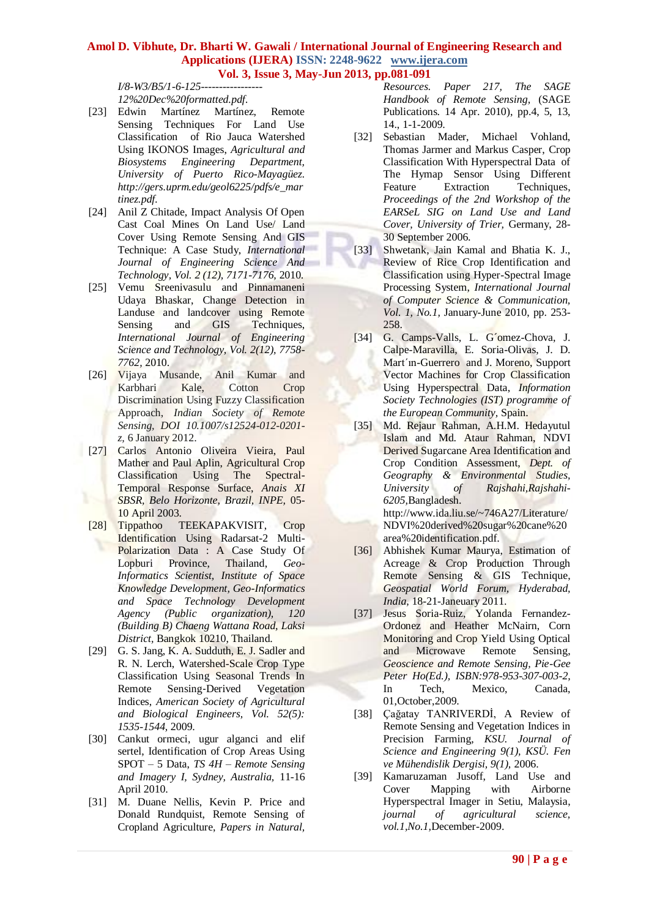*I/8-W3/B5/1-6-125-----------------12%20Dec%20formatted.pdf.*

[23] Edwin Martínez Martínez, Remote Sensing Techniques For Land Use Classification of Rio Jauca Watershed Using IKONOS Images, *Agricultural and Biosystems Engineering Department, University of Puerto Rico-Mayagüez. http://gers.uprm.edu/geol6225/pdfs/e_martinez.pdf.*

[24] Anil Z Chitade, Impact Analysis Of Open Cast Coal Mines On Land Use/ Land Cover Using Remote Sensing And GIS Technique: A Case Study, *International Journal of Engineering Science And Technology, Vol. 2 (12), 7171-7176,* 2010.

[25] Vemu Sreenivasulu and Pinnamaneni Udaya Bhaskar, Change Detection in Landuse and landcover using Remote Sensing and GIS Techniques, *International Journal of Engineering Science and Technology, Vol. 2(12), 7758-7762,* 2010.

[26] Vijaya Musande, Anil Kumar and Karbhari Kale, Cotton Crop Discrimination Using Fuzzy Classification Approach, *Indian Society of Remote Sensing, DOI 10.1007/s12524-012-0201-z,* 6 January 2012.

[27] Carlos Antonio Oliveira Vieira, Paul Mather and Paul Aplin, Agricultural Crop Classification Using The Spectral-Temporal Response Surface, *Anais XI SBSR, Belo Horizonte, Brazil, INPE,* 05-10 April 2003.

[28] Tippathoo TEEKAPAKVISIT, Crop Identification Using Radarsat-2 Multi-Polarization Data : A Case Study Of Lopburi Province, Thailand, *Geo-Informatics Scientist, Institute of Space Knowledge Development, Geo-Informatics and Space Technology Development Agency (Public organization), 120 (Building B) Chaeng Wattana Road, Laksi District,* Bangkok 10210, Thailand.

[29] G. S. Jang, K. A. Sudduth, E. J. Sadler and R. N. Lerch, Watershed-Scale Crop Type Classification Using Seasonal Trends In Remote Sensing-Derived Vegetation Indices, *American Society of Agricultural and Biological Engineers, Vol. 52(5): 1535-1544,* 2009.

[30] Cankut ormeci, ugur alganci and elif sertel, Identification of Crop Areas Using SPOT – 5 Data, *TS 4H – Remote Sensing and Imagery I, Sydney, Australia,* 11-16 April 2010.

[31] M. Duane Nellis, Kevin P. Price and Donald Rundquist, Remote Sensing of Cropland Agriculture, *Papers in Natural, Resources. Paper 217, The SAGE Handbook of Remote Sensing,* (SAGE Publications. 14 Apr. 2010), pp.4, 5, 13, 14., 1-1-2009.

[32] Sebastian Mader, Michael Vohland, Thomas Jarmer and Markus Casper, Crop Classification With Hyperspectral Data of The Hymap Sensor Using Different Feature Extraction Techniques, *Proceedings of the 2nd Workshop of the EARSeL SIG on Land Use and Land Cover, University of Trier,* Germany, 28-30 September 2006.

[33] Shwetank, Jain Kamal and Bhatia K. J., Review of Rice Crop Identification and Classification using Hyper-Spectral Image Processing System, *International Journal of Computer Science & Communication, Vol. 1, No.1,* January-June 2010, pp. 253-258.

[34] G. Camps-Valls, L. G´omez-Chova, J. Calpe-Maravilla, E. Soria-Olivas, J. D. Mart´ın-Guerrero and J. Moreno, Support Vector Machines for Crop Classification Using Hyperspectral Data, *Information Society Technologies (IST) programme of the European Community,* Spain.

[35] Md. Rejaur Rahman, A.H.M. Hedayutul Islam and Md. Ataur Rahman, NDVI Derived Sugarcane Area Identification and Crop Condition Assessment, *Dept. of Geography & Environmental Studies, University of Rajshahi,Rajshahi-6205,*Bangladesh. http://www.ida.liu.se/~746A27/Literature/NDVI%20derived%20sugar%20cane%20area%20identification.pdf.

[36] Abhishek Kumar Maurya, Estimation of Acreage & Crop Production Through Remote Sensing & GIS Technique, *Geospatial World Forum, Hyderabad, India,* 18-21-Janeuary 2011.

[37] Jesus Soria-Ruiz, Yolanda Fernandez-Ordonez and Heather McNairn, Corn Monitoring and Crop Yield Using Optical and Microwave Remote Sensing, *Geoscience and Remote Sensing, Pie-Gee Peter Ho(Ed.), ISBN:978-953-307-003-2,* In Tech, Mexico, Canada, 01,October,2009.

[38] Çağatay TANRIVERDİ, A Review of Remote Sensing and Vegetation Indices in Precision Farming, *KSU. Journal of Science and Engineering 9(1), KSÜ. Fen ve Mühendislik Dergisi, 9(1),* 2006.

[39] Kamaruzaman Jusoff, Land Use and Cover Mapping with Airborne Hyperspectral Imager in Setiu, Malaysia, *journal of agricultural science, vol.1,No.1,*December-2009.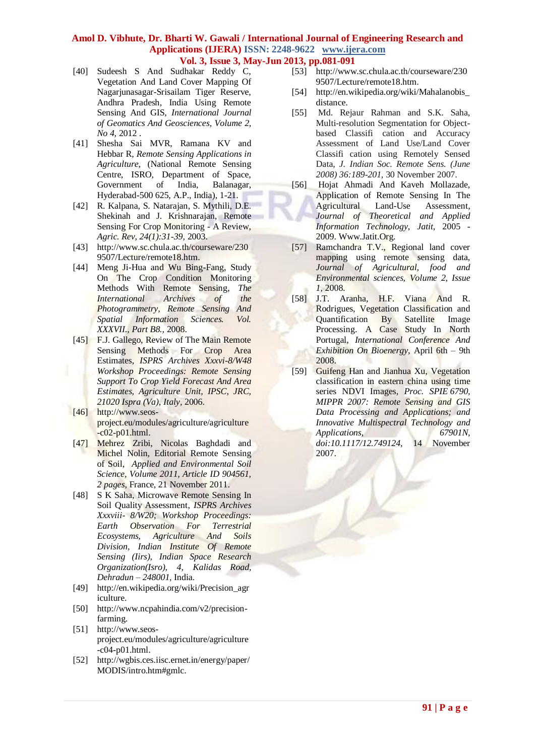[40] Sudeesh S And Sudhakar Reddy C, Vegetation And Land Cover Mapping Of Nagarjunasagar-Srisailam Tiger Reserve, Andhra Pradesh, India Using Remote Sensing And GIS, *International Journal of Geomatics And Geosciences, Volume 2, No 4,* 2012 .

[41] Shesha Sai MVR, Ramana KV and Hebbar R, *Remote Sensing Applications in Agriculture*, (National Remote Sensing Centre, ISRO, Department of Space, Government of India, Balanagar, Hyderabad-500 625, A.P., India), 1-21.

[42] R. Kalpana, S. Natarajan, S. Mythili, D.E. Shekinah and J. Krishnarajan, Remote Sensing For Crop Monitoring - A Review, *Agric. Rev, 24(1):31-39,* 2003.

[43] http://www.sc.chula.ac.th/courseware/2309507/Lecture/remote18.htm.

[44] Meng Ji-Hua and Wu Bing-Fang, Study On The Crop Condition Monitoring Methods With Remote Sensing, *The International Archives of the Photogrammetry, Remote Sensing And Spatial Information Sciences. Vol. XXXVII., Part B8.,* 2008.

[45] F.J. Gallego, Review of The Main Remote Sensing Methods For Crop Area Estimates, *ISPRS Archives Xxxvi-8/W48 Workshop Proceedings: Remote Sensing Support To Crop Yield Forecast And Area Estimates, Agriculture Unit, IPSC, JRC, 21020 Ispra (Va), Italy,* 2006.

[46] http://www.seos-project.eu/modules/agriculture/agriculture-c02-p01.html.

[47] Mehrez Zribi, Nicolas Baghdadi and Michel Nolin, Editorial Remote Sensing of Soil, *Applied and Environmental Soil Science, Volume 2011, Article ID 904561, 2 pages,* France, 21 November 2011.

[48] S K Saha, Microwave Remote Sensing In Soil Quality Assessment, *ISPRS Archives Xxxviii- 8/W20; Workshop Proceedings: Earth Observation For Terrestrial Ecosystems, Agriculture And Soils Division, Indian Institute Of Remote Sensing (Iirs), Indian Space Research Organization(Isro), 4, Kalidas Road, Dehradun – 248001,* India.

[49] http://en.wikipedia.org/wiki/Precision_agriculture.

[50] http://www.ncpahindia.com/v2/precision-farming.

[51] http://www.seos-project.eu/modules/agriculture/agriculture-c04-p01.html.

[52] http://wgbis.ces.iisc.ernet.in/energy/paper/MODIS/intro.htm#gmlc.

[53] http://www.sc.chula.ac.th/courseware/2309507/Lecture/remote18.htm.

[54] http://en.wikipedia.org/wiki/Mahalanobis_distance.

[55] Md. Rejaur Rahman and S.K. Saha, Multi-resolution Segmentation for Object-based Classifi cation and Accuracy Assessment of Land Use/Land Cover Classifi cation using Remotely Sensed Data, *J. Indian Soc. Remote Sens. (June 2008) 36:189-201,* 30 November 2007.

[56] Hojat Ahmadi And Kaveh Mollazade, Application of Remote Sensing In The Agricultural Land-Use Assessment, *Journal of Theoretical and Applied Information Technology, Jatit,* 2005 - 2009. Www.Jatit.Org.

[57] Ramchandra T.V., Regional land cover mapping using remote sensing data, *Journal of Agricultural, food and Environmental sciences, Volume 2, Issue 1,* 2008.

[58] J.T. Aranha, H.F. Viana And R. Rodrigues, Vegetation Classification and Quantification By Satellite Image Processing. A Case Study In North Portugal, *International Conference And Exhibition On Bioenergy,* April 6th – 9th 2008.

[59] Guifeng Han and Jianhua Xu, Vegetation classification in eastern china using time series NDVI Images, *Proc. SPIE 6790, MIPPR 2007: Remote Sensing and GIS Data Processing and Applications; and Innovative Multispectral Technology and Applications, 67901N, doi:10.1117/12.749124,* 14 November 2007.